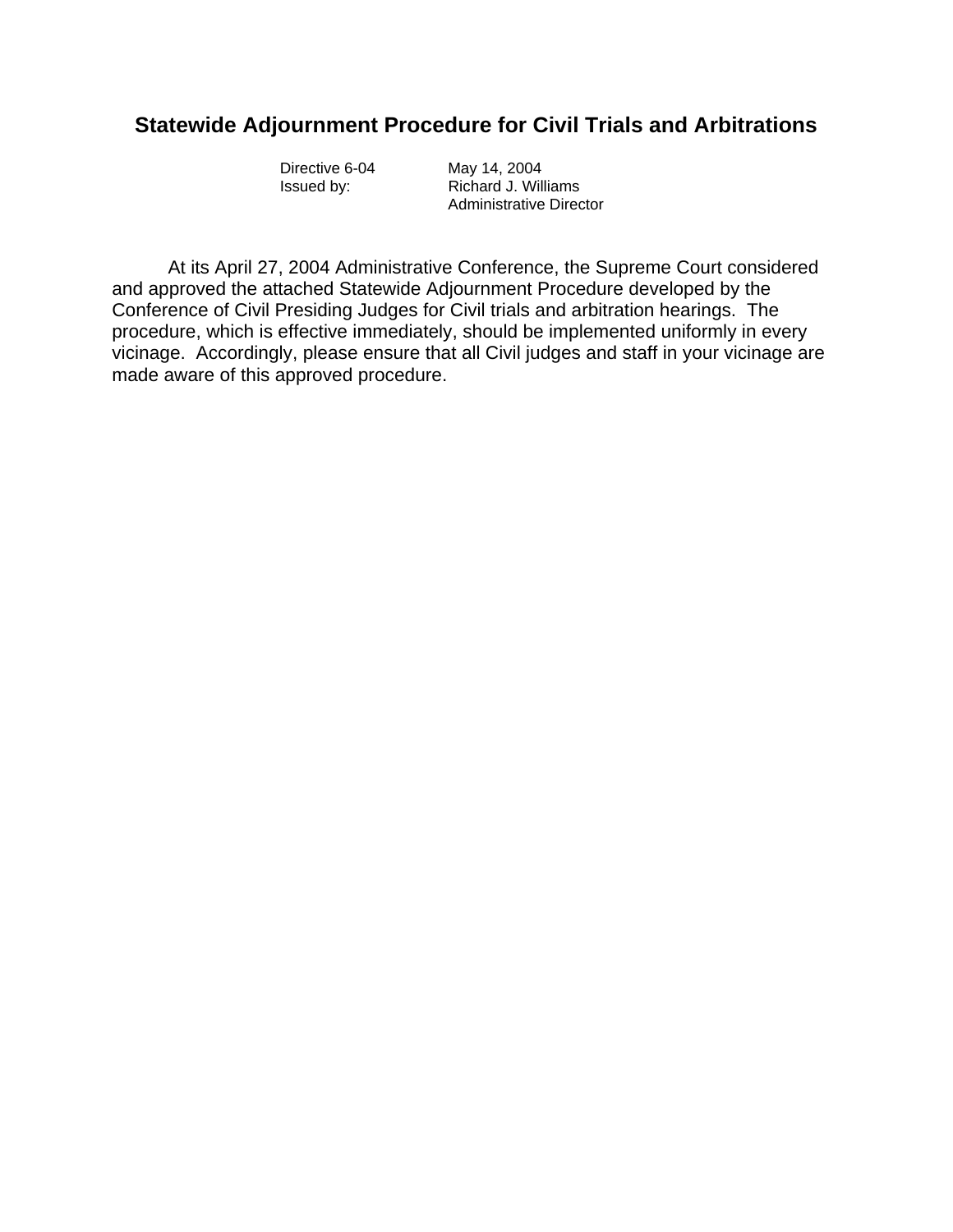# Statewide Adjournment Procedure for Civil Trials and Arbitrations

| | |
|---|---|
| Directive 6-04 | May 14, 2004 |
| Issued by: | Richard J. Williams<br>Administrative Director |

At its April 27, 2004 Administrative Conference, the Supreme Court considered and approved the attached Statewide Adjournment Procedure developed by the Conference of Civil Presiding Judges for Civil trials and arbitration hearings. The procedure, which is effective immediately, should be implemented uniformly in every vicinage. Accordingly, please ensure that all Civil judges and staff in your vicinage are made aware of this approved procedure.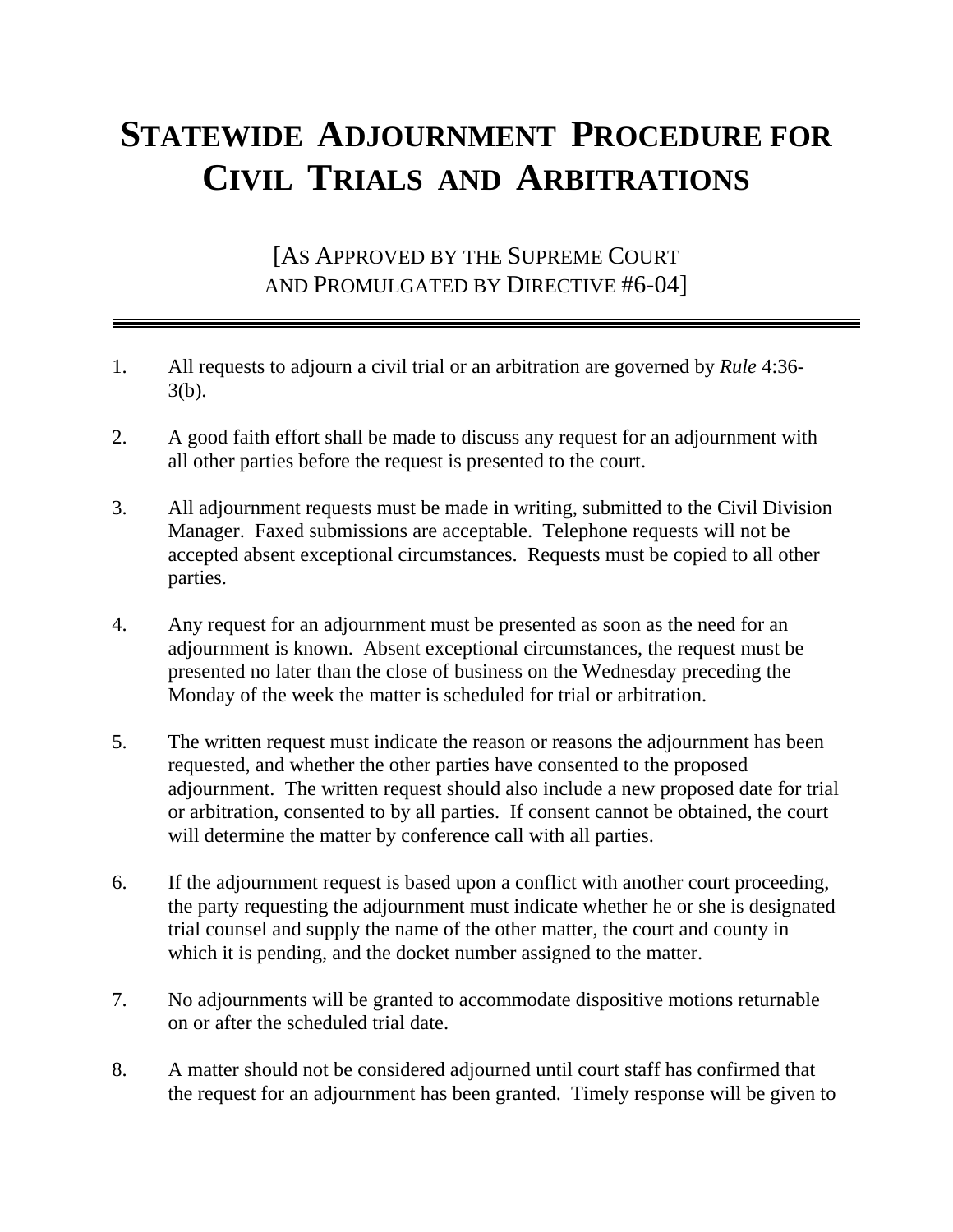# STATEWIDE ADJOURNMENT PROCEDURE FOR CIVIL TRIALS AND ARBITRATIONS

[AS APPROVED BY THE SUPREME COURT AND PROMULGATED BY DIRECTIVE #6-04]

---

1. All requests to adjourn a civil trial or an arbitration are governed by *Rule* 4:36-3(b).

2. A good faith effort shall be made to discuss any request for an adjournment with all other parties before the request is presented to the court.

3. All adjournment requests must be made in writing, submitted to the Civil Division Manager. Faxed submissions are acceptable. Telephone requests will not be accepted absent exceptional circumstances. Requests must be copied to all other parties.

4. Any request for an adjournment must be presented as soon as the need for an adjournment is known. Absent exceptional circumstances, the request must be presented no later than the close of business on the Wednesday preceding the Monday of the week the matter is scheduled for trial or arbitration.

5. The written request must indicate the reason or reasons the adjournment has been requested, and whether the other parties have consented to the proposed adjournment. The written request should also include a new proposed date for trial or arbitration, consented to by all parties. If consent cannot be obtained, the court will determine the matter by conference call with all parties.

6. If the adjournment request is based upon a conflict with another court proceeding, the party requesting the adjournment must indicate whether he or she is designated trial counsel and supply the name of the other matter, the court and county in which it is pending, and the docket number assigned to the matter.

7. No adjournments will be granted to accommodate dispositive motions returnable on or after the scheduled trial date.

8. A matter should not be considered adjourned until court staff has confirmed that the request for an adjournment has been granted. Timely response will be given to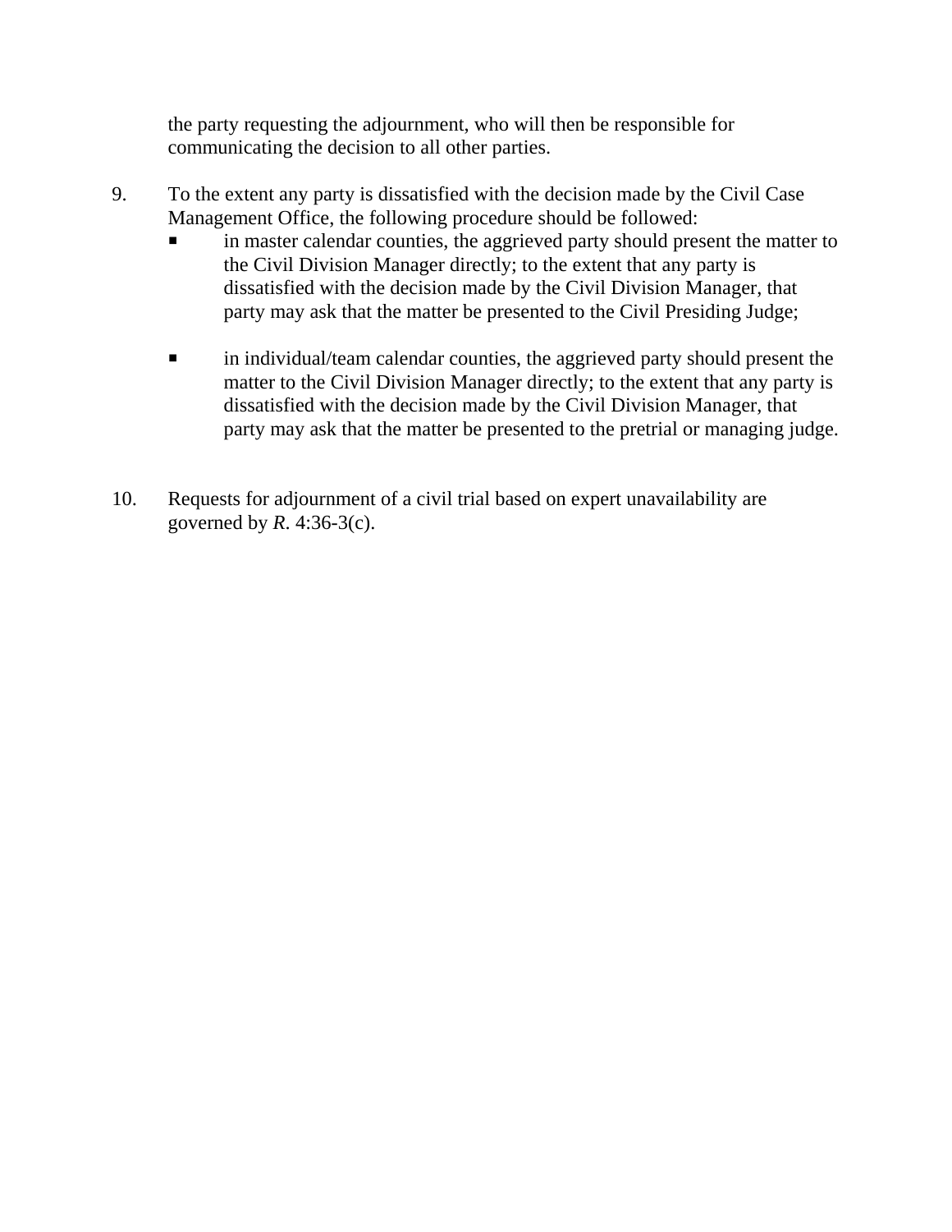the party requesting the adjournment, who will then be responsible for communicating the decision to all other parties.

9. To the extent any party is dissatisfied with the decision made by the Civil Case Management Office, the following procedure should be followed:
   - in master calendar counties, the aggrieved party should present the matter to the Civil Division Manager directly; to the extent that any party is dissatisfied with the decision made by the Civil Division Manager, that party may ask that the matter be presented to the Civil Presiding Judge;

   - in individual/team calendar counties, the aggrieved party should present the matter to the Civil Division Manager directly; to the extent that any party is dissatisfied with the decision made by the Civil Division Manager, that party may ask that the matter be presented to the pretrial or managing judge.

10. Requests for adjournment of a civil trial based on expert unavailability are governed by *R*. 4:36-3(c).